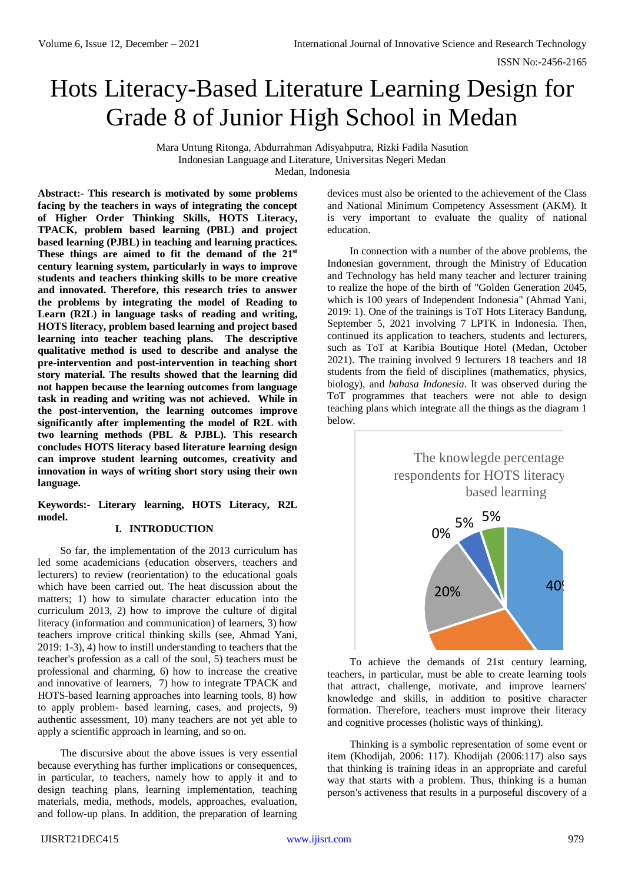# Hots Literacy-Based Literature Learning Design for Grade 8 of Junior High School in Medan

Mara Untung Ritonga, Abdurrahman Adisyahputra, Rizki Fadila Nasution
Indonesian Language and Literature, Universitas Negeri Medan
Medan, Indonesia

**Abstract:- This research is motivated by some problems facing by the teachers in ways of integrating the concept of Higher Order Thinking Skills, HOTS Literacy, TPACK, problem based learning (PBL) and project based learning (PJBL) in teaching and learning practices. These things are aimed to fit the demand of the 21st century learning system, particularly in ways to improve students and teachers thinking skills to be more creative and innovated. Therefore, this research tries to answer the problems by integrating the model of Reading to Learn (R2L) in language tasks of reading and writing, HOTS literacy, problem based learning and project based learning into teacher teaching plans. The descriptive qualitative method is used to describe and analyse the pre-intervention and post-intervention in teaching short story material. The results showed that the learning did not happen because the learning outcomes from language task in reading and writing was not achieved. While in the post-intervention, the learning outcomes improve significantly after implementing the model of R2L with two learning methods (PBL & PJBL). This research concludes HOTS literacy based literature learning design can improve student learning outcomes, creativity and innovation in ways of writing short story using their own language.**

**Keywords:- Literary learning, HOTS Literacy, R2L model.**

## I. INTRODUCTION

So far, the implementation of the 2013 curriculum has led some academicians (education observers, teachers and lecturers) to review (reorientation) to the educational goals which have been carried out. The heat discussion about the matters; 1) how to simulate character education into the curriculum 2013, 2) how to improve the culture of digital literacy (information and communication) of learners, 3) how teachers improve critical thinking skills (see, Ahmad Yani, 2019: 1-3), 4) how to instill understanding to teachers that the teacher's profession as a call of the soul, 5) teachers must be professional and charming, 6) how to increase the creative and innovative of learners, 7) how to integrate TPACK and HOTS-based learning approaches into learning tools, 8) how to apply problem- based learning, cases, and projects, 9) authentic assessment, 10) many teachers are not yet able to apply a scientific approach in learning, and so on.

The discursive about the above issues is very essential because everything has further implications or consequences, in particular, to teachers, namely how to apply it and to design teaching plans, learning implementation, teaching materials, media, methods, models, approaches, evaluation, and follow-up plans. In addition, the preparation of learning devices must also be oriented to the achievement of the Class and National Minimum Competency Assessment (AKM). It is very important to evaluate the quality of national education.

In connection with a number of the above problems, the Indonesian government, through the Ministry of Education and Technology has held many teacher and lecturer training to realize the hope of the birth of "Golden Generation 2045, which is 100 years of Independent Indonesia" (Ahmad Yani, 2019: 1). One of the trainings is ToT Hots Literacy Bandung, September 5, 2021 involving 7 LPTK in Indonesia. Then, continued its application to teachers, students and lecturers, such as ToT at Karibia Boutique Hotel (Medan, October 2021). The training involved 9 lecturers 18 teachers and 18 students from the field of disciplines (mathematics, physics, biology), and *bahasa Indonesia*. It was observed during the ToT programmes that teachers were not able to design teaching plans which integrate all the things as the diagram 1 below.

The knowlegde percentage respondents for HOTS literacy based learning

0% 5% 5% 20% 40%

To achieve the demands of 21st century learning, teachers, in particular, must be able to create learning tools that attract, challenge, motivate, and improve learners' knowledge and skills, in addition to positive character formation. Therefore, teachers must improve their literacy and cognitive processes (holistic ways of thinking).

Thinking is a symbolic representation of some event or item (Khodijah, 2006: 117). Khodijah (2006:117) also says that thinking is training ideas in an appropriate and careful way that starts with a problem. Thus, thinking is a human person's activeness that results in a purposeful discovery of a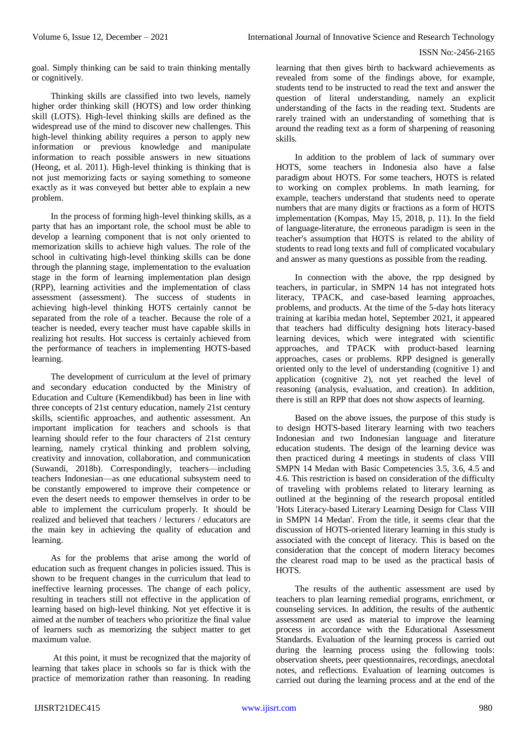goal. Simply thinking can be said to train thinking mentally or cognitively.

Thinking skills are classified into two levels, namely higher order thinking skill (HOTS) and low order thinking skill (LOTS). High-level thinking skills are defined as the widespread use of the mind to discover new challenges. This high-level thinking ability requires a person to apply new information or previous knowledge and manipulate information to reach possible answers in new situations (Heong, et al. 2011). High-level thinking is thinking that is not just memorizing facts or saying something to someone exactly as it was conveyed but better able to explain a new problem.

In the process of forming high-level thinking skills, as a party that has an important role, the school must be able to develop a learning component that is not only oriented to memorization skills to achieve high values. The role of the school in cultivating high-level thinking skills can be done through the planning stage, implementation to the evaluation stage in the form of learning implementation plan design (RPP), learning activities and the implementation of class assessment (assessment). The success of students in achieving high-level thinking HOTS certainly cannot be separated from the role of a teacher. Because the role of a teacher is needed, every teacher must have capable skills in realizing hot results. Hot success is certainly achieved from the performance of teachers in implementing HOTS-based learning.

The development of curriculum at the level of primary and secondary education conducted by the Ministry of Education and Culture (Kemendikbud) has been in line with three concepts of 21st century education, namely 21st century skills, scientific approaches, and authentic assessment. An important implication for teachers and schools is that learning should refer to the four characters of 21st century learning, namely crytical thinking and problem solving, creativity and innovation, collaboration, and communication (Suwandi, 2018b). Correspondingly, teachers—including teachers Indonesian—as one educational subsystem need to be constantly empowered to improve their competence or even the desert needs to empower themselves in order to be able to implement the curriculum properly. It should be realized and believed that teachers / lecturers / educators are the main key in achieving the quality of education and learning.

As for the problems that arise among the world of education such as frequent changes in policies issued. This is shown to be frequent changes in the curriculum that lead to ineffective learning processes. The change of each policy, resulting in teachers still not effective in the application of learning based on high-level thinking. Not yet effective it is aimed at the number of teachers who prioritize the final value of learners such as memorizing the subject matter to get maximum value.

At this point, it must be recognized that the majority of learning that takes place in schools so far is thick with the practice of memorization rather than reasoning. In reading learning that then gives birth to backward achievements as revealed from some of the findings above, for example, students tend to be instructed to read the text and answer the question of literal understanding, namely an explicit understanding of the facts in the reading text. Students are rarely trained with an understanding of something that is around the reading text as a form of sharpening of reasoning skills.

In addition to the problem of lack of summary over HOTS, some teachers in Indonesia also have a false paradigm about HOTS. For some teachers, HOTS is related to working on complex problems. In math learning, for example, teachers understand that students need to operate numbers that are many digits or fractions as a form of HOTS implementation (Kompas, May 15, 2018, p. 11). In the field of language-literature, the erroneous paradigm is seen in the teacher's assumption that HOTS is related to the ability of students to read long texts and full of complicated vocabulary and answer as many questions as possible from the reading.

In connection with the above, the rpp designed by teachers, in particular, in SMPN 14 has not integrated hots literacy, TPACK, and case-based learning approaches, problems, and products. At the time of the 5-day hots literacy training at karibia medan hotel, September 2021, it appeared that teachers had difficulty designing hots literacy-based learning devices, which were integrated with scientific approaches, and TPACK with product-based learning approaches, cases or problems. RPP designed is generally oriented only to the level of understanding (cognitive 1) and application (cognitive 2), not yet reached the level of reasoning (analysis, evaluation, and creation). In addition, there is still an RPP that does not show aspects of learning.

Based on the above issues, the purpose of this study is to design HOTS-based literary learning with two teachers Indonesian and two Indonesian language and literature education students. The design of the learning device was then practiced during 4 meetings in students of class VIII SMPN 14 Medan with Basic Competencies 3.5, 3.6, 4.5 and 4.6. This restriction is based on consideration of the difficulty of traveling with problems related to literary learning as outlined at the beginning of the research proposal entitled 'Hots Literacy-based Literary Learning Design for Class VIII in SMPN 14 Medan'. From the title, it seems clear that the discussion of HOTS-oriented literary learning in this study is associated with the concept of literacy. This is based on the consideration that the concept of modern literacy becomes the clearest road map to be used as the practical basis of HOTS.

The results of the authentic assessment are used by teachers to plan learning remedial programs, enrichment, or counseling services. In addition, the results of the authentic assessment are used as material to improve the learning process in accordance with the Educational Assessment Standards. Evaluation of the learning process is carried out during the learning process using the following tools: observation sheets, peer questionnaires, recordings, anecdotal notes, and reflections. Evaluation of learning outcomes is carried out during the learning process and at the end of the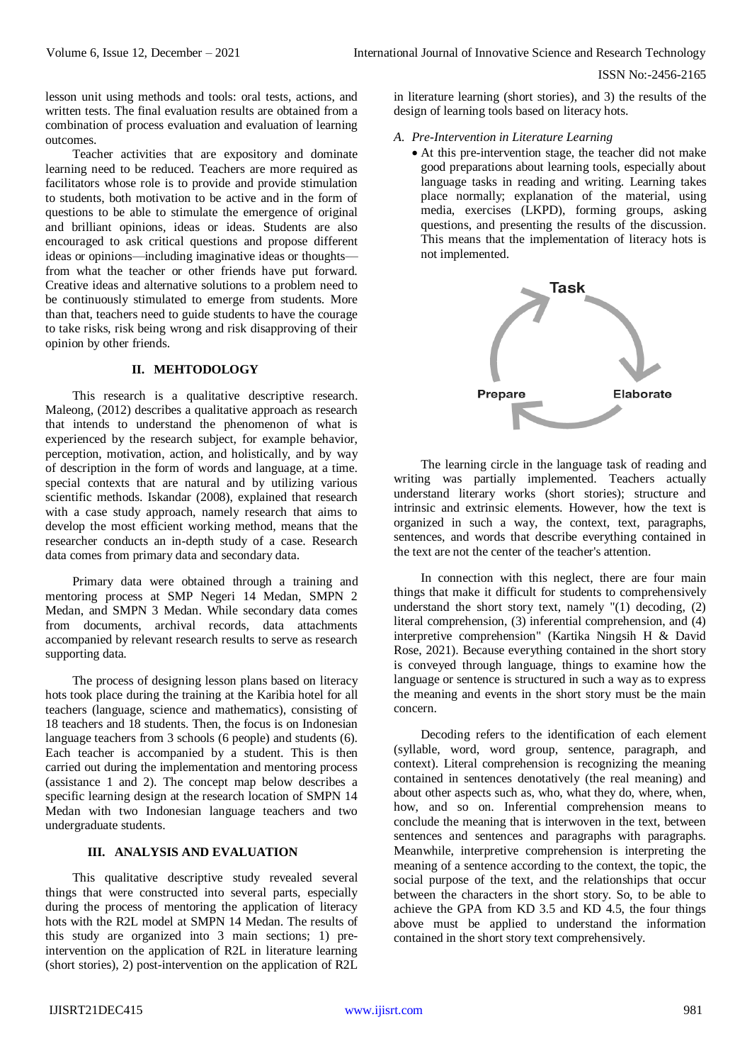lesson unit using methods and tools: oral tests, actions, and written tests. The final evaluation results are obtained from a combination of process evaluation and evaluation of learning outcomes.

Teacher activities that are expository and dominate learning need to be reduced. Teachers are more required as facilitators whose role is to provide and provide stimulation to students, both motivation to be active and in the form of questions to be able to stimulate the emergence of original and brilliant opinions, ideas or ideas. Students are also encouraged to ask critical questions and propose different ideas or opinions—including imaginative ideas or thoughts—from what the teacher or other friends have put forward. Creative ideas and alternative solutions to a problem need to be continuously stimulated to emerge from students. More than that, teachers need to guide students to have the courage to take risks, risk being wrong and risk disapproving of their opinion by other friends.

## II. MEHTODOLOGY

This research is a qualitative descriptive research. Maleong, (2012) describes a qualitative approach as research that intends to understand the phenomenon of what is experienced by the research subject, for example behavior, perception, motivation, action, and holistically, and by way of description in the form of words and language, at a time. special contexts that are natural and by utilizing various scientific methods. Iskandar (2008), explained that research with a case study approach, namely research that aims to develop the most efficient working method, means that the researcher conducts an in-depth study of a case. Research data comes from primary data and secondary data.

Primary data were obtained through a training and mentoring process at SMP Negeri 14 Medan, SMPN 2 Medan, and SMPN 3 Medan. While secondary data comes from documents, archival records, data attachments accompanied by relevant research results to serve as research supporting data.

The process of designing lesson plans based on literacy hots took place during the training at the Karibia hotel for all teachers (language, science and mathematics), consisting of 18 teachers and 18 students. Then, the focus is on Indonesian language teachers from 3 schools (6 people) and students (6). Each teacher is accompanied by a student. This is then carried out during the implementation and mentoring process (assistance 1 and 2). The concept map below describes a specific learning design at the research location of SMPN 14 Medan with two Indonesian language teachers and two undergraduate students.

## III. ANALYSIS AND EVALUATION

This qualitative descriptive study revealed several things that were constructed into several parts, especially during the process of mentoring the application of literacy hots with the R2L model at SMPN 14 Medan. The results of this study are organized into 3 main sections; 1) pre-intervention on the application of R2L in literature learning (short stories), 2) post-intervention on the application of R2L in literature learning (short stories), and 3) the results of the design of learning tools based on literacy hots.

### *A. Pre-Intervention in Literature Learning*

- At this pre-intervention stage, the teacher did not make good preparations about learning tools, especially about language tasks in reading and writing. Learning takes place normally; explanation of the material, using media, exercises (LKPD), forming groups, asking questions, and presenting the results of the discussion. This means that the implementation of literacy hots is not implemented.

Task

Prepare Elaborate

The learning circle in the language task of reading and writing was partially implemented. Teachers actually understand literary works (short stories); structure and intrinsic and extrinsic elements. However, how the text is organized in such a way, the context, text, paragraphs, sentences, and words that describe everything contained in the text are not the center of the teacher's attention.

In connection with this neglect, there are four main things that make it difficult for students to comprehensively understand the short story text, namely "(1) decoding, (2) literal comprehension, (3) inferential comprehension, and (4) interpretive comprehension" (Kartika Ningsih H & David Rose, 2021). Because everything contained in the short story is conveyed through language, things to examine how the language or sentence is structured in such a way as to express the meaning and events in the short story must be the main concern.

Decoding refers to the identification of each element (syllable, word, word group, sentence, paragraph, and context). Literal comprehension is recognizing the meaning contained in sentences denotatively (the real meaning) and about other aspects such as, who, what they do, where, when, how, and so on. Inferential comprehension means to conclude the meaning that is interwoven in the text, between sentences and sentences and paragraphs with paragraphs. Meanwhile, interpretive comprehension is interpreting the meaning of a sentence according to the context, the topic, the social purpose of the text, and the relationships that occur between the characters in the short story. So, to be able to achieve the GPA from KD 3.5 and KD 4.5, the four things above must be applied to understand the information contained in the short story text comprehensively.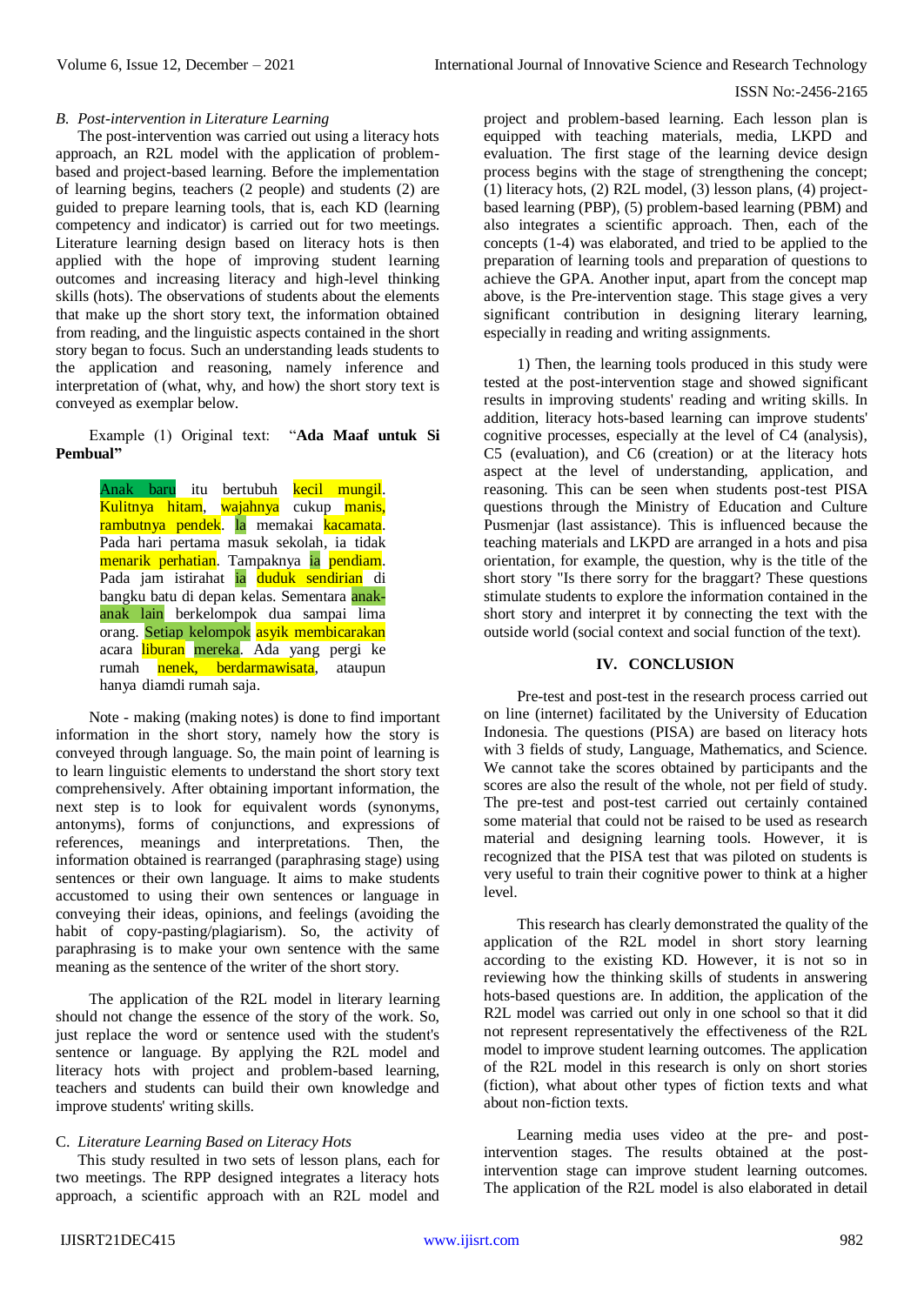### B. *Post-intervention in Literature Learning*

The post-intervention was carried out using a literacy hots approach, an R2L model with the application of problem-based and project-based learning. Before the implementation of learning begins, teachers (2 people) and students (2) are guided to prepare learning tools, that is, each KD (learning competency and indicator) is carried out for two meetings. Literature learning design based on literacy hots is then applied with the hope of improving student learning outcomes and increasing literacy and high-level thinking skills (hots). The observations of students about the elements that make up the short story text, the information obtained from reading, and the linguistic aspects contained in the short story began to focus. Such an understanding leads students to the application and reasoning, namely inference and interpretation of (what, why, and how) the short story text is conveyed as exemplar below.

Example (1) Original text: "**Ada Maaf untuk Si Pembual**"

> Anak baru itu bertubuh kecil mungil. Kulitnya hitam, wajahnya cukup manis, rambutnya pendek. Ia memakai kacamata. Pada hari pertama masuk sekolah, ia tidak menarik perhatian. Tampaknya ia pendiam. Pada jam istirahat ia duduk sendirian di bangku batu di depan kelas. Sementara anak-anak lain berkelompok dua sampai lima orang. Setiap kelompok asyik membicarakan acara liburan mereka. Ada yang pergi ke rumah nenek, berdarmawisata, ataupun hanya diamdi rumah saja.

Note - making (making notes) is done to find important information in the short story, namely how the story is conveyed through language. So, the main point of learning is to learn linguistic elements to understand the short story text comprehensively. After obtaining important information, the next step is to look for equivalent words (synonyms, antonyms), forms of conjunctions, and expressions of references, meanings and interpretations. Then, the information obtained is rearranged (paraphrasing stage) using sentences or their own language. It aims to make students accustomed to using their own sentences or language in conveying their ideas, opinions, and feelings (avoiding the habit of copy-pasting/plagiarism). So, the activity of paraphrasing is to make your own sentence with the same meaning as the sentence of the writer of the short story.

The application of the R2L model in literary learning should not change the essence of the story of the work. So, just replace the word or sentence used with the student's sentence or language. By applying the R2L model and literacy hots with project and problem-based learning, teachers and students can build their own knowledge and improve students' writing skills.

### C. *Literature Learning Based on Literacy Hots*

This study resulted in two sets of lesson plans, each for two meetings. The RPP designed integrates a literacy hots approach, a scientific approach with an R2L model and project and problem-based learning. Each lesson plan is equipped with teaching materials, media, LKPD and evaluation. The first stage of the learning device design process begins with the stage of strengthening the concept; (1) literacy hots, (2) R2L model, (3) lesson plans, (4) project-based learning (PBP), (5) problem-based learning (PBM) and also integrates a scientific approach. Then, each of the concepts (1-4) was elaborated, and tried to be applied to the preparation of learning tools and preparation of questions to achieve the GPA. Another input, apart from the concept map above, is the Pre-intervention stage. This stage gives a very significant contribution in designing literary learning, especially in reading and writing assignments.

1) Then, the learning tools produced in this study were tested at the post-intervention stage and showed significant results in improving students' reading and writing skills. In addition, literacy hots-based learning can improve students' cognitive processes, especially at the level of C4 (analysis), C5 (evaluation), and C6 (creation) or at the literacy hots aspect at the level of understanding, application, and reasoning. This can be seen when students post-test PISA questions through the Ministry of Education and Culture Pusmenjar (last assistance). This is influenced because the teaching materials and LKPD are arranged in a hots and pisa orientation, for example, the question, why is the title of the short story "Is there sorry for the braggart? These questions stimulate students to explore the information contained in the short story and interpret it by connecting the text with the outside world (social context and social function of the text).

## IV. CONCLUSION

Pre-test and post-test in the research process carried out on line (internet) facilitated by the University of Education Indonesia. The questions (PISA) are based on literacy hots with 3 fields of study, Language, Mathematics, and Science. We cannot take the scores obtained by participants and the scores are also the result of the whole, not per field of study. The pre-test and post-test carried out certainly contained some material that could not be raised to be used as research material and designing learning tools. However, it is recognized that the PISA test that was piloted on students is very useful to train their cognitive power to think at a higher level.

This research has clearly demonstrated the quality of the application of the R2L model in short story learning according to the existing KD. However, it is not so in reviewing how the thinking skills of students in answering hots-based questions are. In addition, the application of the R2L model was carried out only in one school so that it did not represent representatively the effectiveness of the R2L model to improve student learning outcomes. The application of the R2L model in this research is only on short stories (fiction), what about other types of fiction texts and what about non-fiction texts.

Learning media uses video at the pre- and post-intervention stages. The results obtained at the post-intervention stage can improve student learning outcomes. The application of the R2L model is also elaborated in detail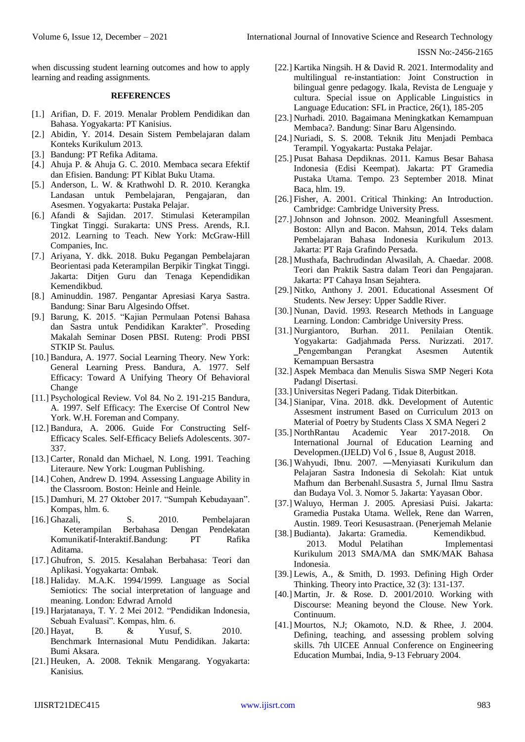when discussing student learning outcomes and how to apply learning and reading assignments.

## REFERENCES

[1.] Arifian, D. F. 2019. Menalar Problem Pendidikan dan Bahasa. Yogyakarta: PT Kanisius.

[2.] Abidin, Y. 2014. Desain Sistem Pembelajaran dalam Konteks Kurikulum 2013.

[3.] Bandung: PT Refika Aditama.

[4.] Ahuja P. & Ahuja G. C. 2010. Membaca secara Efektif dan Efisien. Bandung: PT Kiblat Buku Utama.

[5.] Anderson, L. W. & Krathwohl D. R. 2010. Kerangka Landasan untuk Pembelajaran, Pengajaran, dan Asesmen. Yogyakarta: Pustaka Pelajar.

[6.] Afandi & Sajidan. 2017. Stimulasi Keterampilan Tingkat Tinggi. Surakarta: UNS Press. Arends, R.I. 2012. Learning to Teach. New York: McGraw-Hill Companies, Inc.

[7.] Ariyana, Y. dkk. 2018. Buku Pegangan Pembelajaran Beorientasi pada Keterampilan Berpikir Tingkat Tinggi. Jakarta: Ditjen Guru dan Tenaga Kependidikan Kemendikbud.

[8.] Aminuddin. 1987. Pengantar Apresiasi Karya Sastra. Bandung: Sinar Baru Algesindo Offset.

[9.] Barung, K. 2015. "Kajian Permulaan Potensi Bahasa dan Sastra untuk Pendidikan Karakter". Proseding Makalah Seminar Dosen PBSI. Ruteng: Prodi PBSI STKIP St. Paulus.

[10.] Bandura, A. 1977. Social Learning Theory. New York: General Learning Press. Bandura, A. 1977. Self Efficacy: Toward A Unifying Theory Of Behavioral Change

[11.] Psychological Review. Vol 84. No 2. 191-215 Bandura, A. 1997. Self Efficacy: The Exercise Of Control New York. W.H. Foreman and Company.

[12.] Bandura, A. 2006. Guide For Constructing Self-Efficacy Scales. Self-Efficacy Beliefs Adolescents. 307-337.

[13.] Carter, Ronald dan Michael, N. Long. 1991. Teaching Literaure. New York: Lougman Publishing.

[14.] Cohen, Andrew D. 1994. Assessing Language Ability in the Classroom. Boston: Heinle and Heinle.

[15.] Damhuri, M. 27 Oktober 2017. "Sumpah Kebudayaan". Kompas, hlm. 6.

[16.] Ghazali, S. 2010. Pembelajaran Keterampilan Berbahasa Dengan Pendekatan Komunikatif-Interaktif.Bandung: PT Rafika Aditama.

[17.] Ghufron, S. 2015. Kesalahan Berbahasa: Teori dan Aplikasi. Yogyakarta: Ombak.

[18.] Haliday. M.A.K. 1994/1999. Language as Social Semiotics: The social interpretation of language and meaning. London: Edwrad Arnold

[19.] Harjatanaya, T. Y. 2 Mei 2012. "Pendidikan Indonesia, Sebuah Evaluasi". Kompas, hlm. 6.

[20.] Hayat, B. & Yusuf, S. 2010. Benchmark Internasional Mutu Pendidikan. Jakarta: Bumi Aksara.

[21.] Heuken, A. 2008. Teknik Mengarang. Yogyakarta: Kanisius.

[22.] Kartika Ningsih. H & David R. 2021. Intermodality and multilingual re-instantiation: Joint Construction in bilingual genre pedagogy. Ikala, Revista de Lenguaje y cultura. Special issue on Applicable Linguistics in Language Education: SFL in Practice, 26(1), 185-205

[23.] Nurhadi. 2010. Bagaimana Meningkatkan Kemampuan Membaca?. Bandung: Sinar Baru Algensindo.

[24.] Nuriadi, S. S. 2008. Teknik Jitu Menjadi Pembaca Terampil. Yogyakarta: Pustaka Pelajar.

[25.] Pusat Bahasa Depdiknas. 2011. Kamus Besar Bahasa Indonesia (Edisi Keempat). Jakarta: PT Gramedia Pustaka Utama. Tempo. 23 September 2018. Minat Baca, hlm. 19.

[26.] Fisher, A. 2001. Critical Thinking: An Introduction. Cambridge: Cambridge University Press.

[27.] Johnson and Johnson. 2002. Meaningfull Assesment. Boston: Allyn and Bacon. Mahsun, 2014. Teks dalam Pembelajaran Bahasa Indonesia Kurikulum 2013. Jakarta: PT Raja Grafindo Persada.

[28.] Musthafa, Bachrudindan Alwasilah, A. Chaedar. 2008. Teori dan Praktik Sastra dalam Teori dan Pengajaran. Jakarta: PT Cahaya Insan Sejahtera.

[29.] Nitko, Anthony J. 2001. Educational Assesment Of Students. New Jersey: Upper Saddle River.

[30.] Nunan, David. 1993. Research Methods in Language Learning. London: Cambridge University Press.

[31.] Nurgiantoro, Burhan. 2011. Penilaian Otentik. Yogyakarta: Gadjahmada Perss. Nurizzati. 2017. ‗Pengembangan Perangkat Asesmen Autentik Kemampuan Bersastra

[32.] Aspek Membaca dan Menulis Siswa SMP Negeri Kota Padang‖ Disertasi.

[33.] Universitas Negeri Padang. Tidak Diterbitkan.

[34.] Sianipar, Vina. 2018. dkk. Development of Autentic Assesment instrument Based on Curriculum 2013 on Material of Poetry by Students Class X SMA Negeri 2

[35.] NorthRantau Academic Year 2017-2018. On International Journal of Education Learning and Developmen.(IJELD) Vol 6 , Issue 8, August 2018.

[36.] Wahyudi, Ibnu. 2007. ―Menyiasati Kurikulum dan Pelajaran Sastra Indonesia di Sekolah: Kiat untuk Mafhum dan Berbenah‖.Susastra 5, Jurnal Ilmu Sastra dan Budaya Vol. 3. Nomor 5. Jakarta: Yayasan Obor.

[37.] Waluyo, Herman J. 2005. Apresiasi Puisi. Jakarta: Gramedia Pustaka Utama. Wellek, Rene dan Warren, Austin. 1989. Teori Kesusastraan. (Penerjemah Melanie

[38.] Budianta). Jakarta: Gramedia. Kemendikbud. 2013. Modul Pelatihan Implementasi Kurikulum 2013 SMA/MA dan SMK/MAK Bahasa Indonesia.

[39.] Lewis, A., & Smith, D. 1993. Defining High Order Thinking. Theory into Practice, 32 (3): 131-137.

[40.] Martin, Jr. & Rose. D. 2001/2010. Working with Discourse: Meaning beyond the Clouse. New York. Continuum.

[41.] Mourtos, N.J; Okamoto, N.D. & Rhee, J. 2004. Defining, teaching, and assessing problem solving skills. 7th UICEE Annual Conference on Engineering Education Mumbai, India, 9-13 February 2004.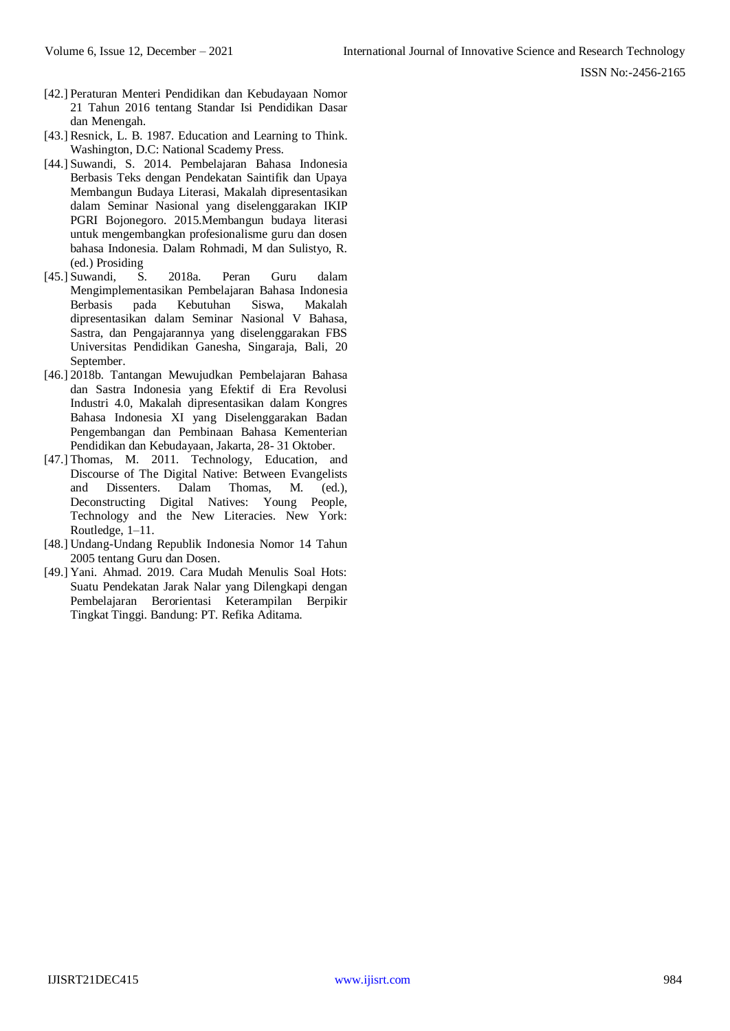[42.] Peraturan Menteri Pendidikan dan Kebudayaan Nomor 21 Tahun 2016 tentang Standar Isi Pendidikan Dasar dan Menengah.

[43.] Resnick, L. B. 1987. Education and Learning to Think. Washington, D.C: National Scademy Press.

[44.] Suwandi, S. 2014. Pembelajaran Bahasa Indonesia Berbasis Teks dengan Pendekatan Saintifik dan Upaya Membangun Budaya Literasi, Makalah dipresentasikan dalam Seminar Nasional yang diselenggarakan IKIP PGRI Bojonegoro. 2015.Membangun budaya literasi untuk mengembangkan profesionalisme guru dan dosen bahasa Indonesia. Dalam Rohmadi, M dan Sulistyo, R. (ed.) Prosiding

[45.] Suwandi, S. 2018a. Peran Guru dalam Mengimplementasikan Pembelajaran Bahasa Indonesia Berbasis pada Kebutuhan Siswa, Makalah dipresentasikan dalam Seminar Nasional V Bahasa, Sastra, dan Pengajarannya yang diselenggarakan FBS Universitas Pendidikan Ganesha, Singaraja, Bali, 20 September.

[46.] 2018b. Tantangan Mewujudkan Pembelajaran Bahasa dan Sastra Indonesia yang Efektif di Era Revolusi Industri 4.0, Makalah dipresentasikan dalam Kongres Bahasa Indonesia XI yang Diselenggarakan Badan Pengembangan dan Pembinaan Bahasa Kementerian Pendidikan dan Kebudayaan, Jakarta, 28- 31 Oktober.

[47.] Thomas, M. 2011. Technology, Education, and Discourse of The Digital Native: Between Evangelists and Dissenters. Dalam Thomas, M. (ed.), Deconstructing Digital Natives: Young People, Technology and the New Literacies. New York: Routledge, 1–11.

[48.] Undang-Undang Republik Indonesia Nomor 14 Tahun 2005 tentang Guru dan Dosen.

[49.] Yani. Ahmad. 2019. Cara Mudah Menulis Soal Hots: Suatu Pendekatan Jarak Nalar yang Dilengkapi dengan Pembelajaran Berorientasi Keterampilan Berpikir Tingkat Tinggi. Bandung: PT. Refika Aditama.